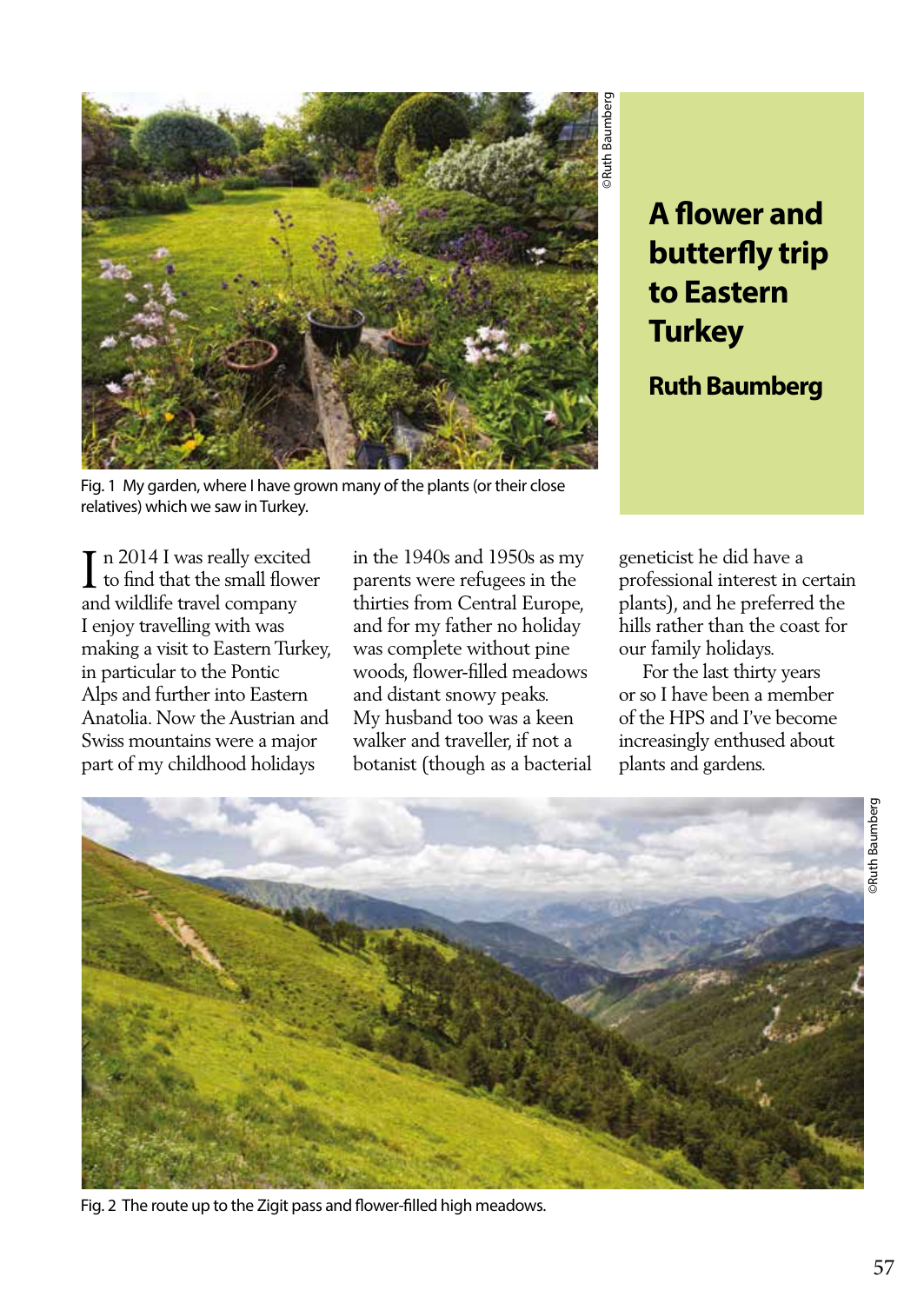# A flower and butterfly trip to Eastern Turkey

## Ruth Baumberg

Fig. 1 My garden, where I have grown many of the plants (or their close relatives) which we saw in Turkey.

In 2014 I was really excited to find that the small flower and wildlife travel company I enjoy travelling with was making a visit to Eastern Turkey, in particular to the Pontic Alps and further into Eastern Anatolia. Now the Austrian and Swiss mountains were a major part of my childhood holidays in the 1940s and 1950s as my parents were refugees in the thirties from Central Europe, and for my father no holiday was complete without pine woods, flower-filled meadows and distant snowy peaks. My husband too was a keen walker and traveller, if not a botanist (though as a bacterial geneticist he did have a professional interest in certain plants), and he preferred the hills rather than the coast for our family holidays.

For the last thirty years or so I have been a member of the HPS and I've become increasingly enthused about plants and gardens.

Fig. 2 The route up to the Zigit pass and flower-filled high meadows.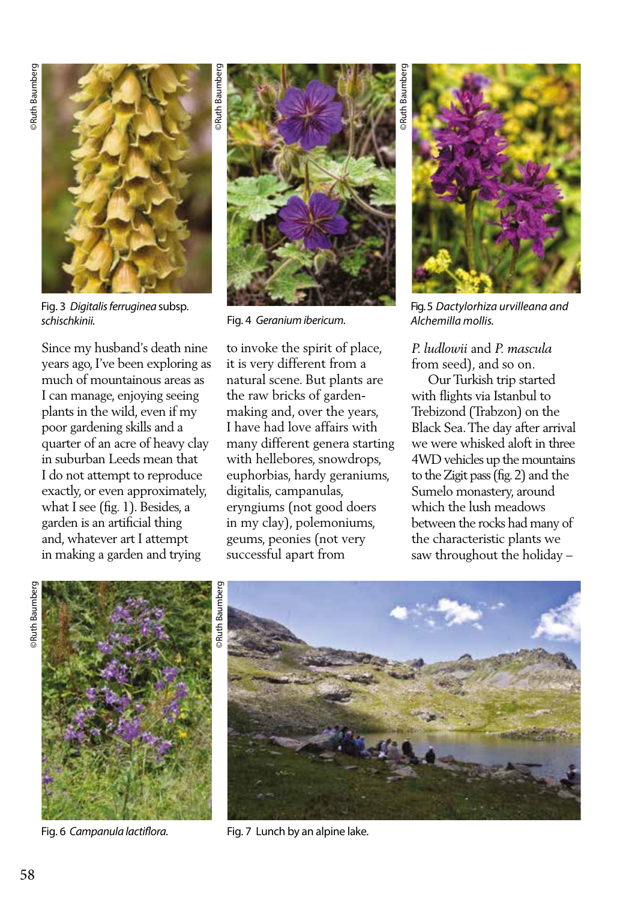Fig. 3 *Digitalis ferruginea* subsp. *schischkinii.*

Fig. 4 *Geranium ibericum.*

Fig. 5 *Dactylorhiza urvilleana and Alchemilla mollis.*

Since my husband's death nine years ago, I've been exploring as much of mountainous areas as I can manage, enjoying seeing plants in the wild, even if my poor gardening skills and a quarter of an acre of heavy clay in suburban Leeds mean that I do not attempt to reproduce exactly, or even approximately, what I see (fig. 1). Besides, a garden is an artificial thing and, whatever art I attempt in making a garden and trying to invoke the spirit of place, it is very different from a natural scene. But plants are the raw bricks of garden-making and, over the years, I have had love affairs with many different genera starting with hellebores, snowdrops, euphorbias, hardy geraniums, digitalis, campanulas, eryngiums (not good doers in my clay), polemoniums, geums, peonies (not very successful apart from *P. ludlowii* and *P. mascula* from seed), and so on.

Our Turkish trip started with flights via Istanbul to Trebizond (Trabzon) on the Black Sea. The day after arrival we were whisked aloft in three 4WD vehicles up the mountains to the Zigit pass (fig. 2) and the Sumelo monastery, around which the lush meadows between the rocks had many of the characteristic plants we saw throughout the holiday –

Fig. 6 *Campanula lactiflora.*

Fig. 7 Lunch by an alpine lake.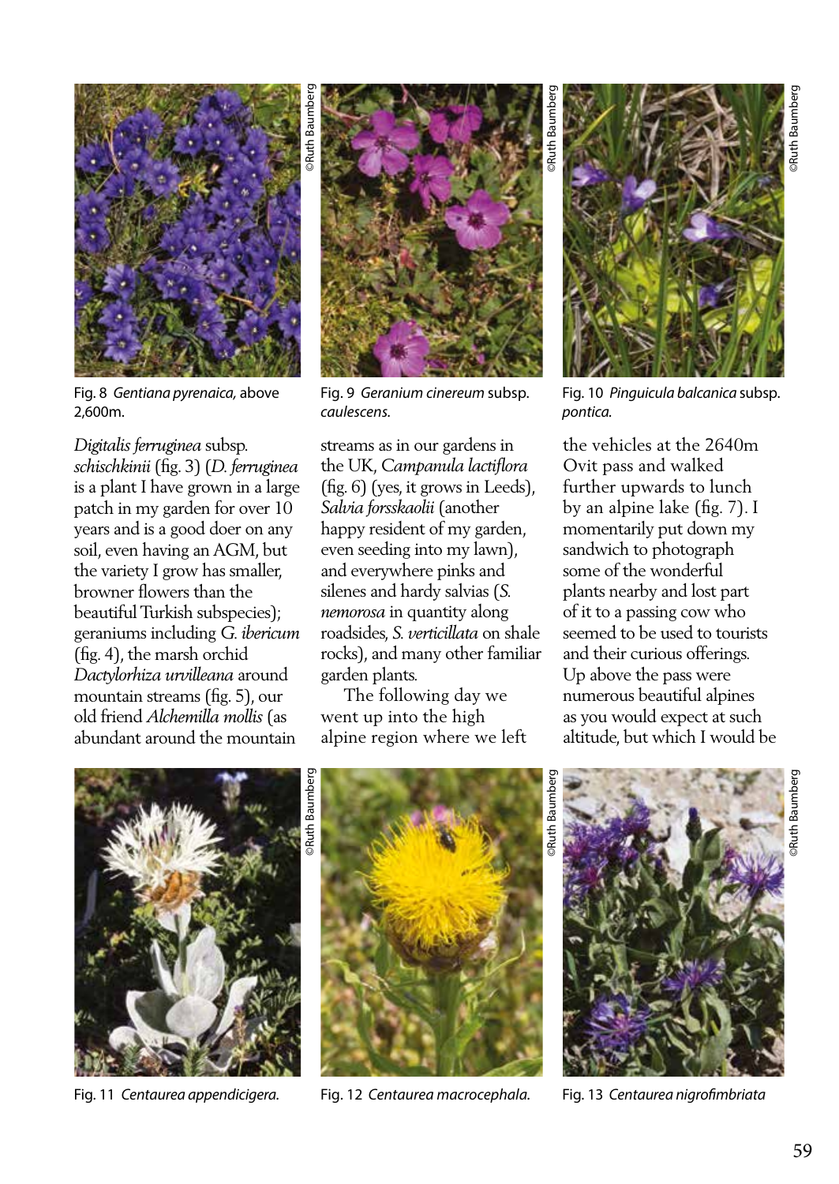Fig. 8 *Gentiana pyrenaica,* above 2,600m.

Fig. 9 *Geranium cinereum* subsp. *caulescens.*

Fig. 10 *Pinguicula balcanica* subsp. *pontica.*

*Digitalis ferruginea* subsp. *schischkinii* (fig. 3) (*D. ferruginea* is a plant I have grown in a large patch in my garden for over 10 years and is a good doer on any soil, even having an AGM, but the variety I grow has smaller, browner flowers than the beautiful Turkish subspecies); geraniums including *G. ibericum* (fig. 4), the marsh orchid *Dactylorhiza urvilleana* around mountain streams (fig. 5), our old friend *Alchemilla mollis* (as abundant around the mountain streams as in our gardens in the UK, *Campanula lactiflora* (fig. 6) (yes, it grows in Leeds), *Salvia forsskaolii* (another happy resident of my garden, even seeding into my lawn), and everywhere pinks and silenes and hardy salvias (*S. nemorosa* in quantity along roadsides, *S. verticillata* on shale rocks), and many other familiar garden plants.

The following day we went up into the high alpine region where we left the vehicles at the 2640m Ovit pass and walked further upwards to lunch by an alpine lake (fig. 7). I momentarily put down my sandwich to photograph some of the wonderful plants nearby and lost part of it to a passing cow who seemed to be used to tourists and their curious offerings. Up above the pass were numerous beautiful alpines as you would expect at such altitude, but which I would be

Fig. 11 *Centaurea appendicigera.*

Fig. 12 *Centaurea macrocephala.*

Fig. 13 *Centaurea nigrofimbriata*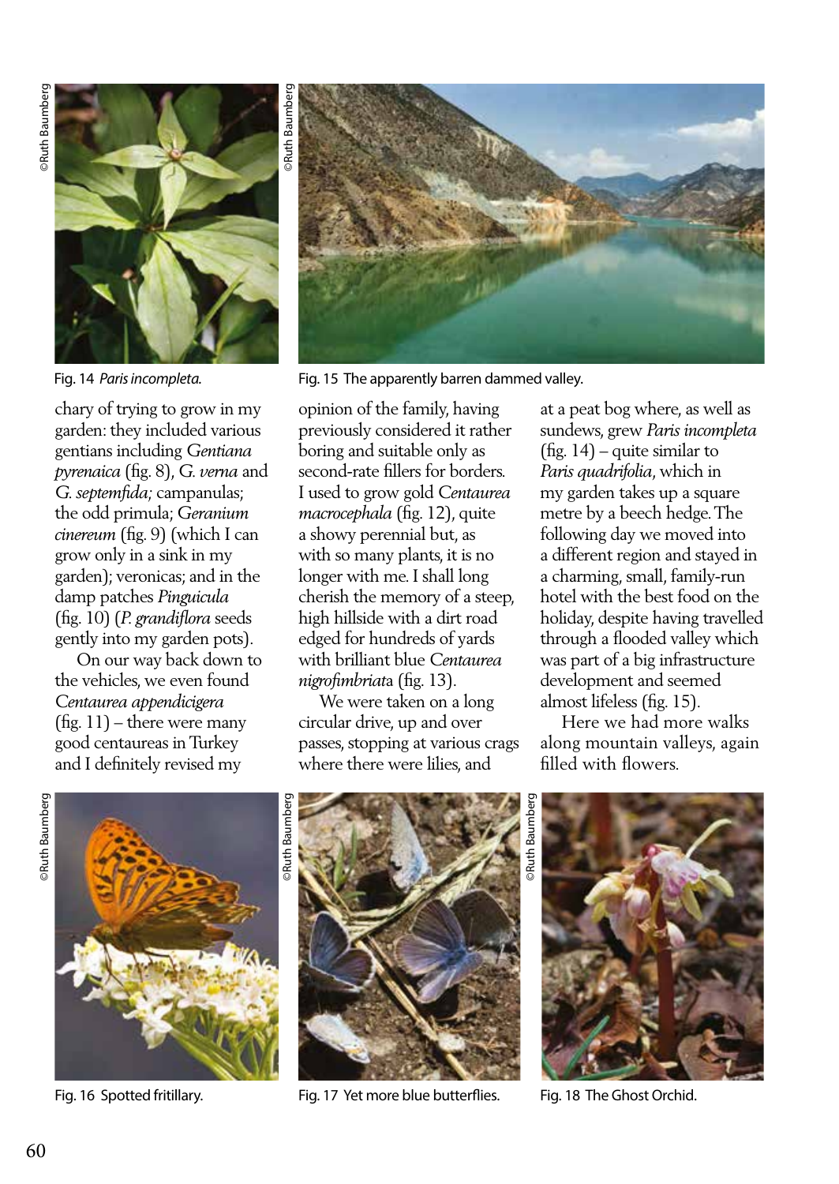Fig. 14 *Paris incompleta.*

Fig. 15 The apparently barren dammed valley.

chary of trying to grow in my garden: they included various gentians including *Gentiana pyrenaica* (fig. 8), *G. verna* and *G. septemfida;* campanulas; the odd primula; *Geranium cinereum* (fig. 9) (which I can grow only in a sink in my garden); veronicas; and in the damp patches *Pinguicula* (fig. 10) (*P. grandiflora* seeds gently into my garden pots).

On our way back down to the vehicles, we even found *Centaurea appendicigera* (fig. 11) – there were many good centaureas in Turkey and I definitely revised my opinion of the family, having previously considered it rather boring and suitable only as second-rate fillers for borders. I used to grow gold *Centaurea macrocephala* (fig. 12), quite a showy perennial but, as with so many plants, it is no longer with me. I shall long cherish the memory of a steep, high hillside with a dirt road edged for hundreds of yards with brilliant blue *Centaurea nigrofimbriata* (fig. 13).

We were taken on a long circular drive, up and over passes, stopping at various crags where there were lilies, and at a peat bog where, as well as sundews, grew *Paris incompleta* (fig. 14) – quite similar to *Paris quadrifolia*, which in my garden takes up a square metre by a beech hedge. The following day we moved into a different region and stayed in a charming, small, family-run hotel with the best food on the holiday, despite having travelled through a flooded valley which was part of a big infrastructure development and seemed almost lifeless (fig. 15).

Here we had more walks along mountain valleys, again filled with flowers.

Fig. 16 Spotted fritillary.

Fig. 17 Yet more blue butterflies.

Fig. 18 The Ghost Orchid.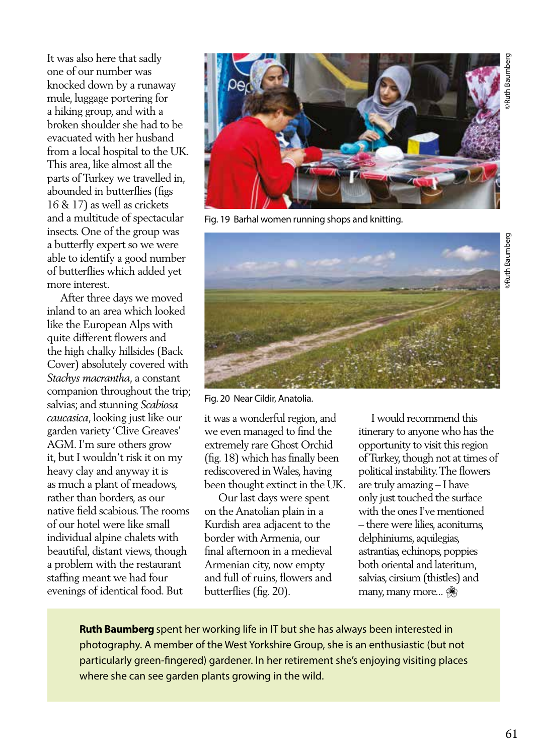It was also here that sadly one of our number was knocked down by a runaway mule, luggage portering for a hiking group, and with a broken shoulder she had to be evacuated with her husband from a local hospital to the UK. This area, like almost all the parts of Turkey we travelled in, abounded in butterflies (figs 16 & 17) as well as crickets and a multitude of spectacular insects. One of the group was a butterfly expert so we were able to identify a good number of butterflies which added yet more interest.

After three days we moved inland to an area which looked like the European Alps with quite different flowers and the high chalky hillsides (Back Cover) absolutely covered with *Stachys macrantha*, a constant companion throughout the trip; salvias; and stunning *Scabiosa caucasica*, looking just like our garden variety 'Clive Greaves' AGM. I'm sure others grow it, but I wouldn't risk it on my heavy clay and anyway it is as much a plant of meadows, rather than borders, as our native field scabious. The rooms of our hotel were like small individual alpine chalets with beautiful, distant views, though a problem with the restaurant staffing meant we had four evenings of identical food. But it was a wonderful region, and we even managed to find the extremely rare Ghost Orchid (fig. 18) which has finally been rediscovered in Wales, having been thought extinct in the UK.

Our last days were spent on the Anatolian plain in a Kurdish area adjacent to the border with Armenia, our final afternoon in a medieval Armenian city, now empty and full of ruins, flowers and butterflies (fig. 20).

I would recommend this itinerary to anyone who has the opportunity to visit this region of Turkey, though not at times of political instability. The flowers are truly amazing – I have only just touched the surface with the ones I've mentioned – there were lilies, aconitums, delphiniums, aquilegias, astrantias, echinops, poppies both oriental and lateritum, salvias, cirsium (thistles) and many, many more...

©Ruth Baumberg

Fig. 19 Barhal women running shops and knitting.

©Ruth Baumberg

Fig. 20 Near Cildir, Anatolia.

**Ruth Baumberg** spent her working life in IT but she has always been interested in photography. A member of the West Yorkshire Group, she is an enthusiastic (but not particularly green-fingered) gardener. In her retirement she's enjoying visiting places where she can see garden plants growing in the wild.